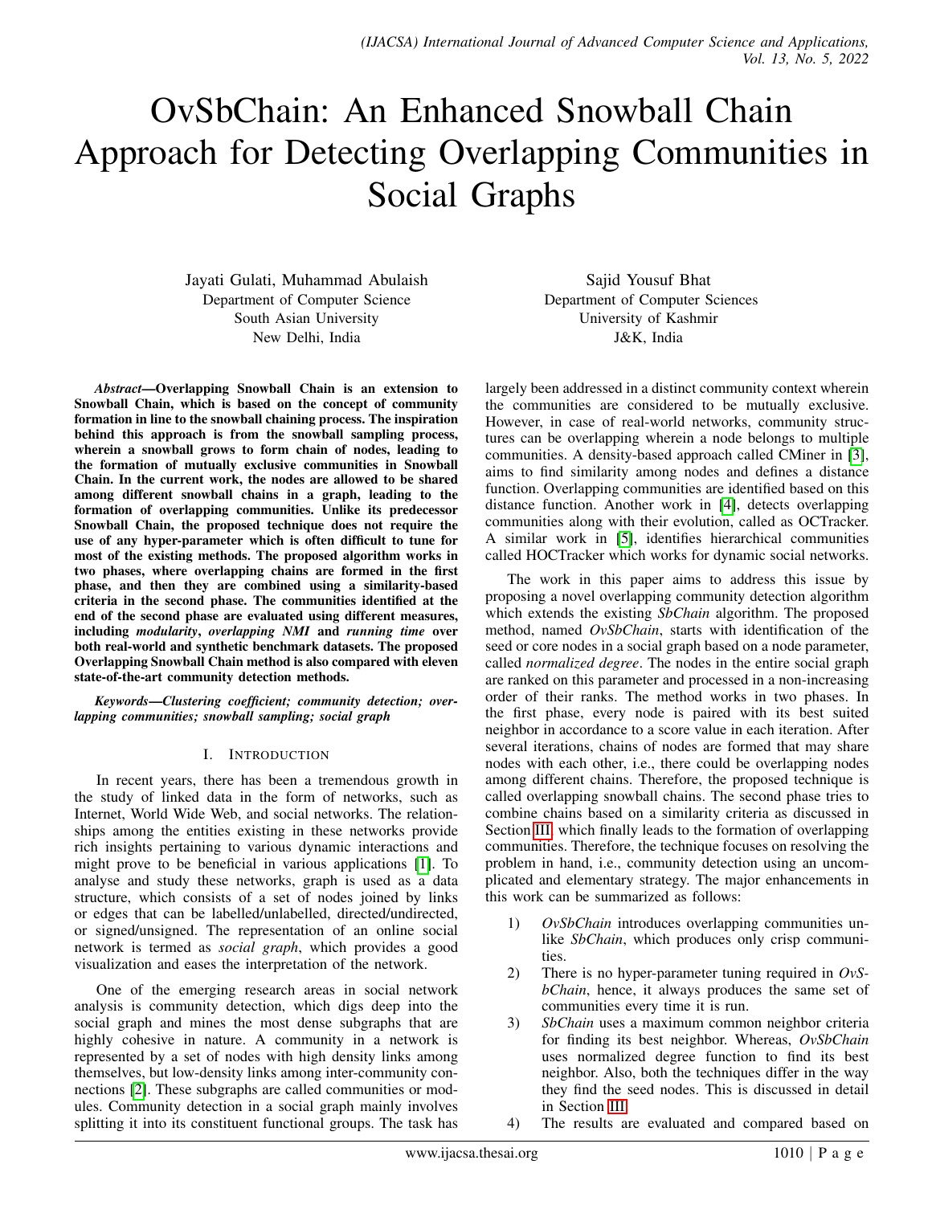# OvSbChain: An Enhanced Snowball Chain Approach for Detecting Overlapping Communities in Social Graphs

Jayati Gulati, Muhammad Abulaish
Department of Computer Science
South Asian University
New Delhi, India

Sajid Yousuf Bhat
Department of Computer Sciences
University of Kashmir
J&K, India

***Abstract*—Overlapping Snowball Chain is an extension to Snowball Chain, which is based on the concept of community formation in line to the snowball chaining process. The inspiration behind this approach is from the snowball sampling process, wherein a snowball grows to form chain of nodes, leading to the formation of mutually exclusive communities in Snowball Chain. In the current work, the nodes are allowed to be shared among different snowball chains in a graph, leading to the formation of overlapping communities. Unlike its predecessor Snowball Chain, the proposed technique does not require the use of any hyper-parameter which is often difficult to tune for most of the existing methods. The proposed algorithm works in two phases, where overlapping chains are formed in the first phase, and then they are combined using a similarity-based criteria in the second phase. The communities identified at the end of the second phase are evaluated using different measures, including *modularity*, *overlapping NMI* and *running time* over both real-world and synthetic benchmark datasets. The proposed Overlapping Snowball Chain method is also compared with eleven state-of-the-art community detection methods.**

***Keywords*—Clustering coefficient; community detection; overlapping communities; snowball sampling; social graph**

## I. Introduction

In recent years, there has been a tremendous growth in the study of linked data in the form of networks, such as Internet, World Wide Web, and social networks. The relationships among the entities existing in these networks provide rich insights pertaining to various dynamic interactions and might prove to be beneficial in various applications [1]. To analyse and study these networks, graph is used as a data structure, which consists of a set of nodes joined by links or edges that can be labelled/unlabelled, directed/undirected, or signed/unsigned. The representation of an online social network is termed as *social graph*, which provides a good visualization and eases the interpretation of the network.

One of the emerging research areas in social network analysis is community detection, which digs deep into the social graph and mines the most dense subgraphs that are highly cohesive in nature. A community in a network is represented by a set of nodes with high density links among themselves, but low-density links among inter-community connections [2]. These subgraphs are called communities or modules. Community detection in a social graph mainly involves splitting it into its constituent functional groups. The task has largely been addressed in a distinct community context wherein the communities are considered to be mutually exclusive. However, in case of real-world networks, community structures can be overlapping wherein a node belongs to multiple communities. A density-based approach called CMiner in [3], aims to find similarity among nodes and defines a distance function. Overlapping communities are identified based on this distance function. Another work in [4], detects overlapping communities along with their evolution, called as OCTracker. A similar work in [5], identifies hierarchical communities called HOCTracker which works for dynamic social networks.

The work in this paper aims to address this issue by proposing a novel overlapping community detection algorithm which extends the existing *SbChain* algorithm. The proposed method, named *OvSbChain*, starts with identification of the seed or core nodes in a social graph based on a node parameter, called *normalized degree*. The nodes in the entire social graph are ranked on this parameter and processed in a non-increasing order of their ranks. The method works in two phases. In the first phase, every node is paired with its best suited neighbor in accordance to a score value in each iteration. After several iterations, chains of nodes are formed that may share nodes with each other, i.e., there could be overlapping nodes among different chains. Therefore, the proposed technique is called overlapping snowball chains. The second phase tries to combine chains based on a similarity criteria as discussed in Section III, which finally leads to the formation of overlapping communities. Therefore, the technique focuses on resolving the problem in hand, i.e., community detection using an uncomplicated and elementary strategy. The major enhancements in this work can be summarized as follows:

1) *OvSbChain* introduces overlapping communities unlike *SbChain*, which produces only crisp communities.
2) There is no hyper-parameter tuning required in *OvSbChain*, hence, it always produces the same set of communities every time it is run.
3) *SbChain* uses a maximum common neighbor criteria for finding its best neighbor. Whereas, *OvSbChain* uses normalized degree function to find its best neighbor. Also, both the techniques differ in the way they find the seed nodes. This is discussed in detail in Section III.
4) The results are evaluated and compared based on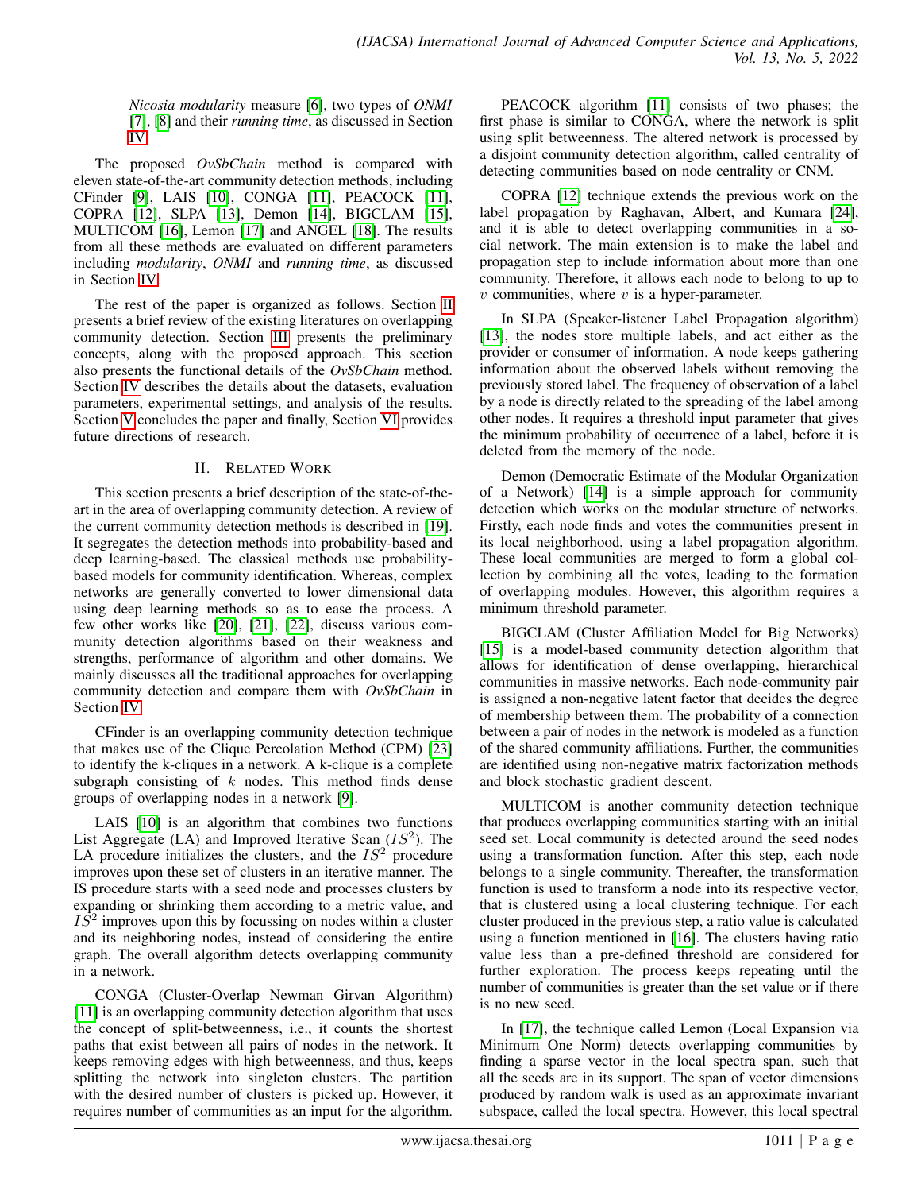*Nicosia modularity* measure [6], two types of *ONMI* [7], [8] and their *running time*, as discussed in Section IV.

The proposed *OvSbChain* method is compared with eleven state-of-the-art community detection methods, including CFinder [9], LAIS [10], CONGA [11], PEACOCK [11], COPRA [12], SLPA [13], Demon [14], BIGCLAM [15], MULTICOM [16], Lemon [17] and ANGEL [18]. The results from all these methods are evaluated on different parameters including *modularity*, *ONMI* and *running time*, as discussed in Section IV.

The rest of the paper is organized as follows. Section II presents a brief review of the existing literatures on overlapping community detection. Section III presents the preliminary concepts, along with the proposed approach. This section also presents the functional details of the *OvSbChain* method. Section IV describes the details about the datasets, evaluation parameters, experimental settings, and analysis of the results. Section V concludes the paper and finally, Section VI provides future directions of research.

## II. Related Work

This section presents a brief description of the state-of-the-art in the area of overlapping community detection. A review of the current community detection methods is described in [19]. It segregates the detection methods into probability-based and deep learning-based. The classical methods use probability-based models for community identification. Whereas, complex networks are generally converted to lower dimensional data using deep learning methods so as to ease the process. A few other works like [20], [21], [22], discuss various community detection algorithms based on their weakness and strengths, performance of algorithm and other domains. We mainly discusses all the traditional approaches for overlapping community detection and compare them with *OvSbChain* in Section IV.

CFinder is an overlapping community detection technique that makes use of the Clique Percolation Method (CPM) [23] to identify the k-cliques in a network. A k-clique is a complete subgraph consisting of $k$ nodes. This method finds dense groups of overlapping nodes in a network [9].

LAIS [10] is an algorithm that combines two functions List Aggregate (LA) and Improved Iterative Scan ($IS^2$). The LA procedure initializes the clusters, and the $IS^2$ procedure improves upon these set of clusters in an iterative manner. The IS procedure starts with a seed node and processes clusters by expanding or shrinking them according to a metric value, and $IS^2$ improves upon this by focussing on nodes within a cluster and its neighboring nodes, instead of considering the entire graph. The overall algorithm detects overlapping community in a network.

CONGA (Cluster-Overlap Newman Girvan Algorithm) [11] is an overlapping community detection algorithm that uses the concept of split-betweenness, i.e., it counts the shortest paths that exist between all pairs of nodes in the network. It keeps removing edges with high betweenness, and thus, keeps splitting the network into singleton clusters. The partition with the desired number of clusters is picked up. However, it requires number of communities as an input for the algorithm.

PEACOCK algorithm [11] consists of two phases; the first phase is similar to CONGA, where the network is split using split betweenness. The altered network is processed by a disjoint community detection algorithm, called centrality of detecting communities based on node centrality or CNM.

COPRA [12] technique extends the previous work on the label propagation by Raghavan, Albert, and Kumara [24], and it is able to detect overlapping communities in a social network. The main extension is to make the label and propagation step to include information about more than one community. Therefore, it allows each node to belong to up to $v$ communities, where $v$ is a hyper-parameter.

In SLPA (Speaker-listener Label Propagation algorithm) [13], the nodes store multiple labels, and act either as the provider or consumer of information. A node keeps gathering information about the observed labels without removing the previously stored label. The frequency of observation of a label by a node is directly related to the spreading of the label among other nodes. It requires a threshold input parameter that gives the minimum probability of occurrence of a label, before it is deleted from the memory of the node.

Demon (Democratic Estimate of the Modular Organization of a Network) [14] is a simple approach for community detection which works on the modular structure of networks. Firstly, each node finds and votes the communities present in its local neighborhood, using a label propagation algorithm. These local communities are merged to form a global collection by combining all the votes, leading to the formation of overlapping modules. However, this algorithm requires a minimum threshold parameter.

BIGCLAM (Cluster Affiliation Model for Big Networks) [15] is a model-based community detection algorithm that allows for identification of dense overlapping, hierarchical communities in massive networks. Each node-community pair is assigned a non-negative latent factor that decides the degree of membership between them. The probability of a connection between a pair of nodes in the network is modeled as a function of the shared community affiliations. Further, the communities are identified using non-negative matrix factorization methods and block stochastic gradient descent.

MULTICOM is another community detection technique that produces overlapping communities starting with an initial seed set. Local community is detected around the seed nodes using a transformation function. After this step, each node belongs to a single community. Thereafter, the transformation function is used to transform a node into its respective vector, that is clustered using a local clustering technique. For each cluster produced in the previous step, a ratio value is calculated using a function mentioned in [16]. The clusters having ratio value less than a pre-defined threshold are considered for further exploration. The process keeps repeating until the number of communities is greater than the set value or if there is no new seed.

In [17], the technique called Lemon (Local Expansion via Minimum One Norm) detects overlapping communities by finding a sparse vector in the local spectra span, such that all the seeds are in its support. The span of vector dimensions produced by random walk is used as an approximate invariant subspace, called the local spectra. However, this local spectral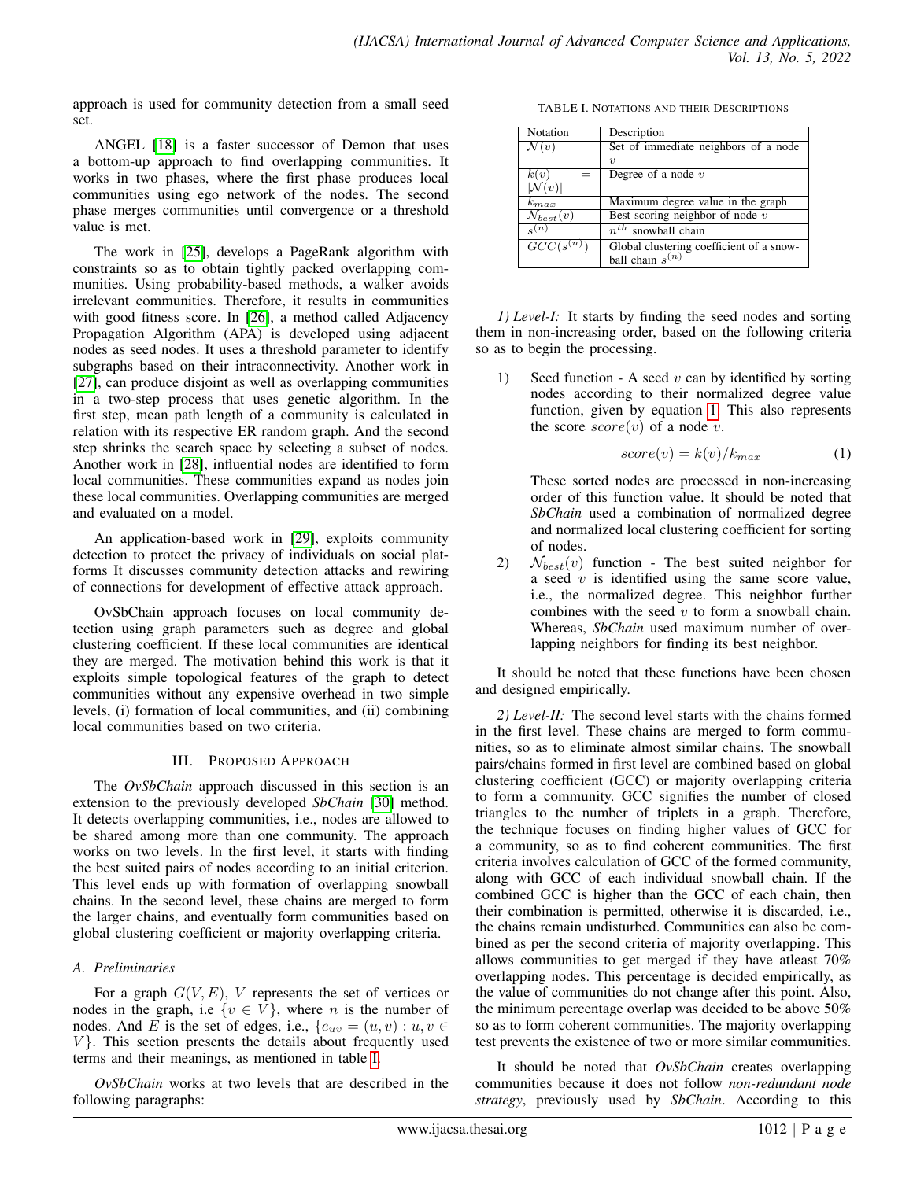approach is used for community detection from a small seed set.

ANGEL [18] is a faster successor of Demon that uses a bottom-up approach to find overlapping communities. It works in two phases, where the first phase produces local communities using ego network of the nodes. The second phase merges communities until convergence or a threshold value is met.

The work in [25], develops a PageRank algorithm with constraints so as to obtain tightly packed overlapping communities. Using probability-based methods, a walker avoids irrelevant communities. Therefore, it results in communities with good fitness score. In [26], a method called Adjacency Propagation Algorithm (APA) is developed using adjacent nodes as seed nodes. It uses a threshold parameter to identify subgraphs based on their intraconnectivity. Another work in [27], can produce disjoint as well as overlapping communities in a two-step process that uses genetic algorithm. In the first step, mean path length of a community is calculated in relation with its respective ER random graph. And the second step shrinks the search space by selecting a subset of nodes. Another work in [28], influential nodes are identified to form local communities. These communities expand as nodes join these local communities. Overlapping communities are merged and evaluated on a model.

An application-based work in [29], exploits community detection to protect the privacy of individuals on social platforms It discusses community detection attacks and rewiring of connections for development of effective attack approach.

OvSbChain approach focuses on local community detection using graph parameters such as degree and global clustering coefficient. If these local communities are identical they are merged. The motivation behind this work is that it exploits simple topological features of the graph to detect communities without any expensive overhead in two simple levels, (i) formation of local communities, and (ii) combining local communities based on two criteria.

## III. Proposed Approach

The *OvSbChain* approach discussed in this section is an extension to the previously developed *SbChain* [30] method. It detects overlapping communities, i.e., nodes are allowed to be shared among more than one community. The approach works on two levels. In the first level, it starts with finding the best suited pairs of nodes according to an initial criterion. This level ends up with formation of overlapping snowball chains. In the second level, these chains are merged to form the larger chains, and eventually form communities based on global clustering coefficient or majority overlapping criteria.

### A. Preliminaries

For a graph $G(V, E)$, $V$ represents the set of vertices or nodes in the graph, i.e $\{v \in V\}$, where $n$ is the number of nodes. And $E$ is the set of edges, i.e., $\{e_{uv} = (u, v) : u, v \in V\}$. This section presents the details about frequently used terms and their meanings, as mentioned in table I.

*OvSbChain* works at two levels that are described in the following paragraphs:

TABLE I. Notations and their Descriptions

| Notation | Description |
|---|---|
| $\mathcal{N}(v)$ | Set of immediate neighbors of a node $v$ |
| $k(v) = \lvert\mathcal{N}(v)\rvert$ | Degree of a node $v$ |
| $k_{max}$ | Maximum degree value in the graph |
| $\mathcal{N}_{best}(v)$ | Best scoring neighbor of node $v$ |
| $s^{(n)}$ | $n^{th}$ snowball chain |
| $GCC(s^{(n)})$ | Global clustering coefficient of a snowball chain $s^{(n)}$ |

*1) Level-I:* It starts by finding the seed nodes and sorting them in non-increasing order, based on the following criteria so as to begin the processing.

1) Seed function - A seed $v$ can by identified by sorting nodes according to their normalized degree value function, given by equation 1. This also represents the score $score(v)$ of a node $v$.

$$score(v) = k(v)/k_{max} \tag{1}$$

These sorted nodes are processed in non-increasing order of this function value. It should be noted that *SbChain* used a combination of normalized degree and normalized local clustering coefficient for sorting of nodes.

2) $\mathcal{N}_{best}(v)$ function - The best suited neighbor for a seed $v$ is identified using the same score value, i.e., the normalized degree. This neighbor further combines with the seed $v$ to form a snowball chain. Whereas, *SbChain* used maximum number of overlapping neighbors for finding its best neighbor.

It should be noted that these functions have been chosen and designed empirically.

*2) Level-II:* The second level starts with the chains formed in the first level. These chains are merged to form communities, so as to eliminate almost similar chains. The snowball pairs/chains formed in first level are combined based on global clustering coefficient (GCC) or majority overlapping criteria to form a community. GCC signifies the number of closed triangles to the number of triplets in a graph. Therefore, the technique focuses on finding higher values of GCC for a community, so as to find coherent communities. The first criteria involves calculation of GCC of the formed community, along with GCC of each individual snowball chain. If the combined GCC is higher than the GCC of each chain, then their combination is permitted, otherwise it is discarded, i.e., the chains remain undisturbed. Communities can also be combined as per the second criteria of majority overlapping. This allows communities to get merged if they have atleast 70% overlapping nodes. This percentage is decided empirically, as the value of communities do not change after this point. Also, the minimum percentage overlap was decided to be above 50% so as to form coherent communities. The majority overlapping test prevents the existence of two or more similar communities.

It should be noted that *OvSbChain* creates overlapping communities because it does not follow *non-redundant node strategy*, previously used by *SbChain*. According to this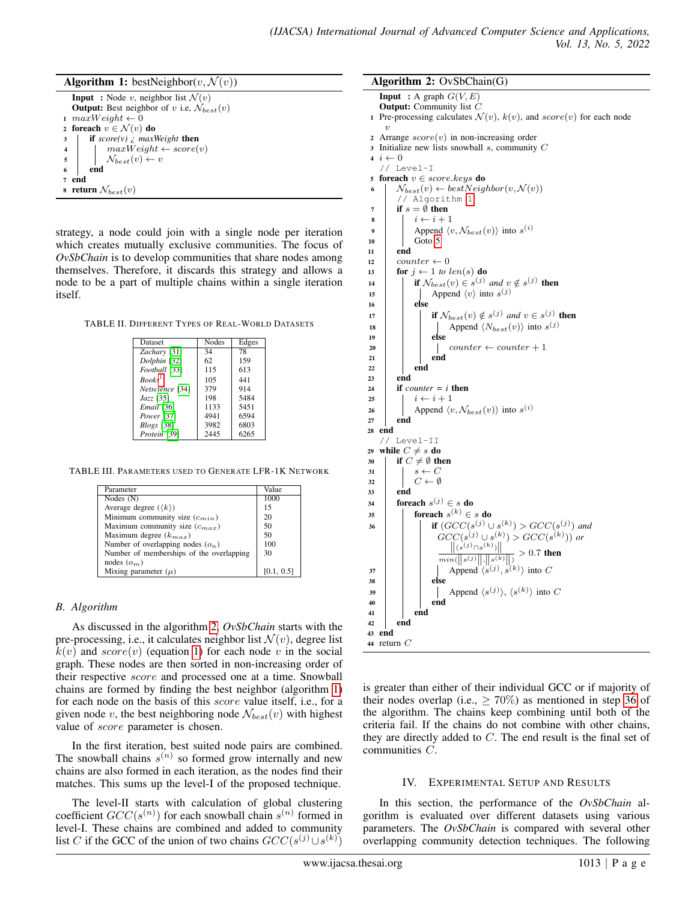**Algorithm 1:** bestNeighbor($v, \mathcal{N}(v)$)

```
Input  : Node v, neighbor list N(v)
Output: Best neighbor of v i.e, N_best(v)
1  maxWeight ← 0
2  foreach v ∈ N(v) do
3      if score(v) ¿ maxWeight then
4          maxWeight ← score(v)
5          N_best(v) ← v
6      end
7  end
8  return N_best(v)
```

strategy, a node could join with a single node per iteration which creates mutually exclusive communities. The focus of *OvSbChain* is to develop communities that share nodes among themselves. Therefore, it discards this strategy and allows a node to be a part of multiple chains within a single iteration itself.

TABLE II. Different Types of Real-World Datasets

| Dataset | Nodes | Edges |
|---|---|---|
| *Zachary* [31] | 34 | 78 |
| *Dolphin* [32] | 62 | 159 |
| *Football* [33] | 115 | 613 |
| *Books*[1] | 105 | 441 |
| *Netscience* [34] | 379 | 914 |
| *Jazz* [35] | 198 | 5484 |
| *Email* [36] | 1133 | 5451 |
| *Power* [37] | 4941 | 6594 |
| *Blogs* [38] | 3982 | 6803 |
| *Protein* [39] | 2445 | 6265 |

TABLE III. Parameters used to Generate LFR-1K Network

| Parameter | Value |
|---|---|
| Nodes (N) | 1000 |
| Average degree ($\langle k \rangle$) | 15 |
| Minimum community size ($c_{min}$) | 20 |
| Maximum community size ($c_{max}$) | 50 |
| Maximum degree ($k_{max}$) | 50 |
| Number of overlapping nodes ($o_n$) | 100 |
| Number of memberships of the overlapping nodes ($o_m$) | 30 |
| Mixing parameter ($\mu$) | [0.1, 0.5] |

### B. Algorithm

As discussed in the algorithm 2, *OvSbChain* starts with the pre-processing, i.e., it calculates neighbor list $\mathcal{N}(v)$, degree list $k(v)$ and $score(v)$ (equation 1) for each node $v$ in the social graph. These nodes are then sorted in non-increasing order of their respective $score$ and processed one at a time. Snowball chains are formed by finding the best neighbor (algorithm 1) for each node on the basis of this $score$ value itself, i.e., for a given node $v$, the best neighboring node $\mathcal{N}_{best}(v)$ with highest value of $score$ parameter is chosen.

In the first iteration, best suited node pairs are combined. The snowball chains $s^{(n)}$ so formed grow internally and new chains are also formed in each iteration, as the nodes find their matches. This sums up the level-I of the proposed technique.

The level-II starts with calculation of global clustering coefficient $GCC(s^{(n)})$ for each snowball chain $s^{(n)}$ formed in level-I. These chains are combined and added to community list $C$ if the GCC of the union of two chains $GCC(s^{(j)} \cup s^{(k)})$

**Algorithm 2:** OvSbChain(G)

```
Input  : A graph G(V, E)
Output: Community list C
1  Pre-processing calculates N(v), k(v), and score(v) for each node v
2  Arrange score(v) in non-increasing order
3  Initialize new lists snowball s, community C
4  i ← 0
   // Level-I
5  foreach v ∈ score.keys do
6      N_best(v) ← bestNeighbor(v, N(v))
       // Algorithm 1
7      if s = ∅ then
8          i ← i + 1
9          Append ⟨v, N_best(v)⟩ into s^(i)
10         Goto 5
11     end
12     counter ← 0
13     for j ← 1 to len(s) do
14         if N_best(v) ∈ s^(j) and v ∉ s^(j) then
15             Append ⟨v⟩ into s^(j)
16         else
17             if N_best(v) ∉ s^(j) and v ∈ s^(j) then
18                 Append ⟨N_best(v)⟩ into s^(j)
19             else
20                 counter ← counter + 1
21             end
22         end
23     end
24     if counter = i then
25         i ← i + 1
26         Append ⟨v, N_best(v)⟩ into s^(i)
27     end
28 end
   // Level-II
29 while C ≠ s do
30     if C ≠ ∅ then
31         s ← C
32         C ← ∅
33     end
34     foreach s^(j) ∈ s do
35         foreach s^(k) ∈ s do
36             if (GCC(s^(j) ∪ s^(k)) > GCC(s^(j)) and
               GCC(s^(j) ∪ s^(k)) > GCC(s^(k))) or
               ||(s^(j) ∩ s^(k))|| / min(||s^(j)||, ||s^(k)||) > 0.7 then
37                 Append ⟨s^(j), s^(k)⟩ into C
38             else
39                 Append ⟨s^(j)⟩, ⟨s^(k)⟩ into C
40             end
41         end
42     end
43 end
44 return C
```

is greater than either of their individual GCC or if majority of their nodes overlap (i.e., $\geq 70\%$) as mentioned in step 36 of the algorithm. The chains keep combining until both of the criteria fail. If the chains do not combine with other chains, they are directly added to $C$. The end result is the final set of communities $C$.

## IV. Experimental Setup and Results

In this section, the performance of the *OvSbChain* algorithm is evaluated over different datasets using various parameters. The *OvSbChain* is compared with several other overlapping community detection techniques. The following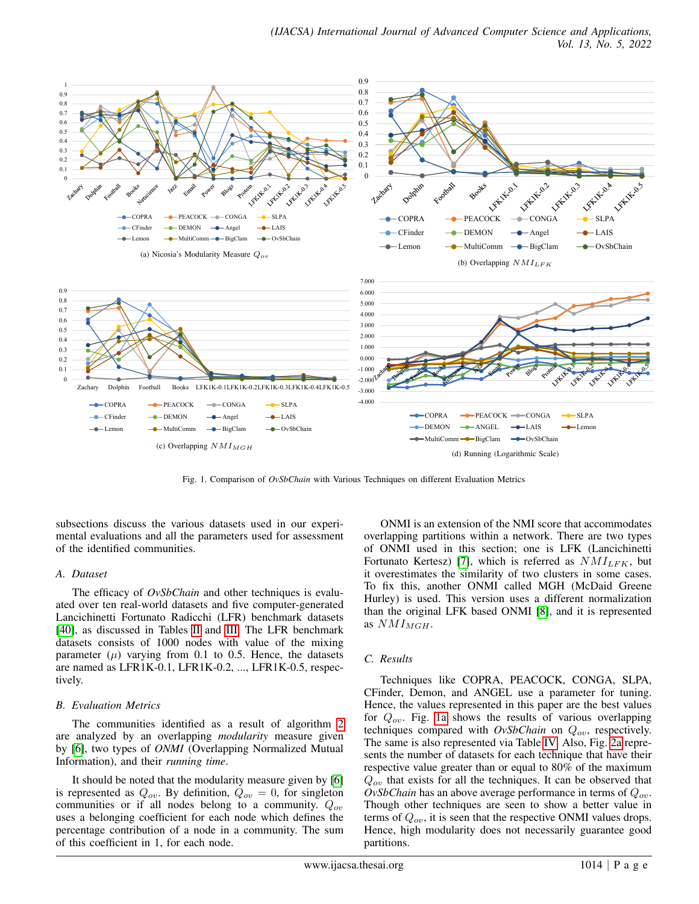(a) Nicosia's Modularity Measure $Q_{ov}$

(b) Overlapping $NMI_{LFK}$

(c) Overlapping $NMI_{MGH}$

(d) Running (Logarithmic Scale)

Fig. 1. Comparison of *OvSbChain* with Various Techniques on different Evaluation Metrics

subsections discuss the various datasets used in our experimental evaluations and all the parameters used for assessment of the identified communities.

### A. Dataset

The efficacy of *OvSbChain* and other techniques is evaluated over ten real-world datasets and five computer-generated Lancichinetti Fortunato Radicchi (LFR) benchmark datasets [40], as discussed in Tables II and III. The LFR benchmark datasets consists of 1000 nodes with value of the mixing parameter ($\mu$) varying from 0.1 to 0.5. Hence, the datasets are named as LFR1K-0.1, LFR1K-0.2, ..., LFR1K-0.5, respectively.

### B. Evaluation Metrics

The communities identified as a result of algorithm 2 are analyzed by an overlapping *modularity* measure given by [6], two types of *ONMI* (Overlapping Normalized Mutual Information), and their *running time*.

It should be noted that the modularity measure given by [6] is represented as $Q_{ov}$. By definition, $Q_{ov} = 0$, for singleton communities or if all nodes belong to a community. $Q_{ov}$ uses a belonging coefficient for each node which defines the percentage contribution of a node in a community. The sum of this coefficient in 1, for each node.

ONMI is an extension of the NMI score that accommodates overlapping partitions within a network. There are two types of ONMI used in this section; one is LFK (Lancichinetti Fortunato Kertesz) [7], which is referred as $NMI_{LFK}$, but it overestimates the similarity of two clusters in some cases. To fix this, another ONMI called MGH (McDaid Greene Hurley) is used. This version uses a different normalization than the original LFK based ONMI [8], and it is represented as $NMI_{MGH}$.

### C. Results

Techniques like COPRA, PEACOCK, CONGA, SLPA, CFinder, Demon, and ANGEL use a parameter for tuning. Hence, the values represented in this paper are the best values for $Q_{ov}$. Fig. 1a shows the results of various overlapping techniques compared with *OvSbChain* on $Q_{ov}$, respectively. The same is also represented via Table IV. Also, Fig. 2a represents the number of datasets for each technique that have their respective value greater than or equal to 80% of the maximum $Q_{ov}$ that exists for all the techniques. It can be observed that *OvSbChain* has an above average performance in terms of $Q_{ov}$. Though other techniques are seen to show a better value in terms of $Q_{ov}$, it is seen that the respective ONMI values drops. Hence, high modularity does not necessarily guarantee good partitions.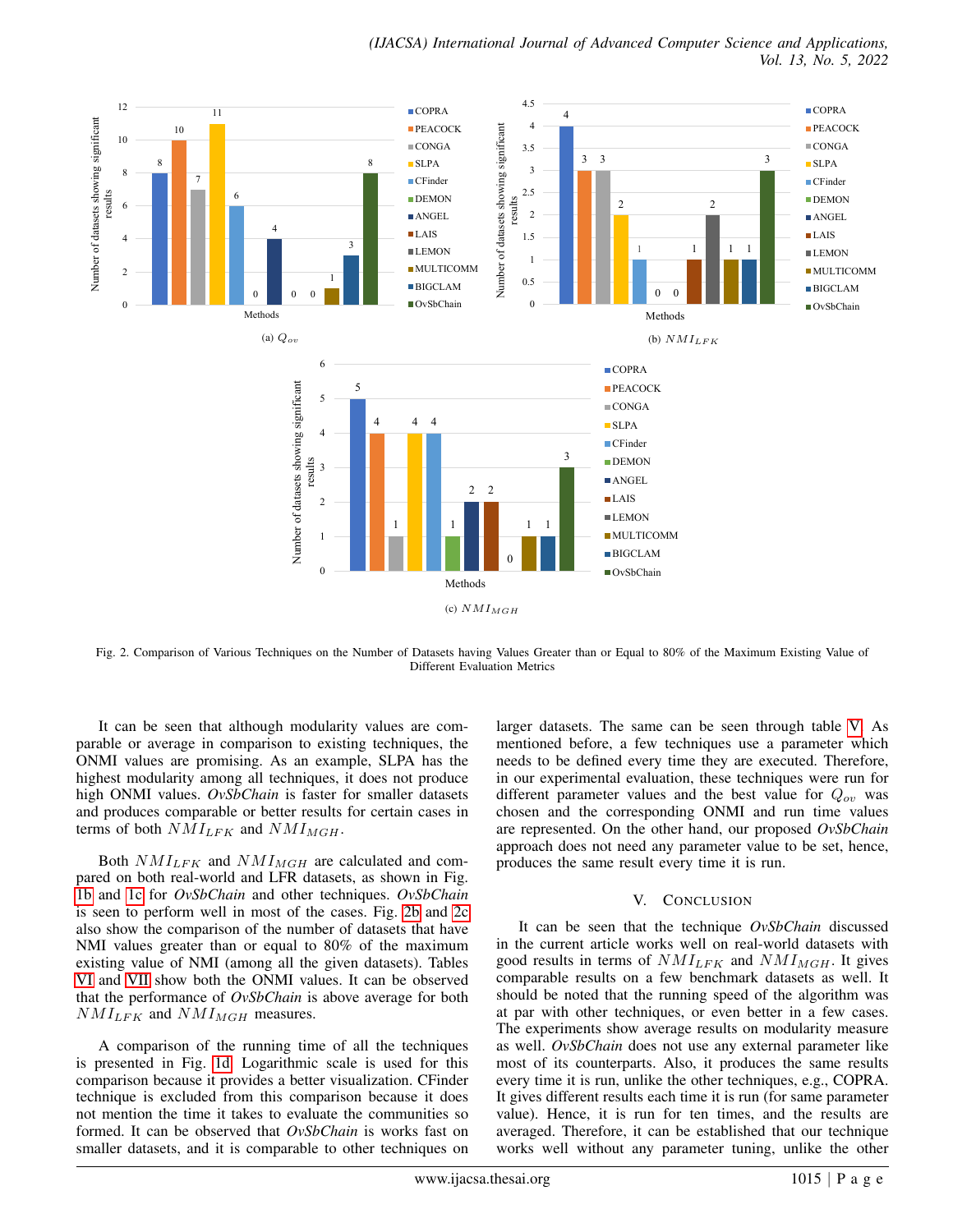(a) $Q_{ov}$

(b) $NMI_{LFK}$

(c) $NMI_{MGH}$

Fig. 2. Comparison of Various Techniques on the Number of Datasets having Values Greater than or Equal to 80% of the Maximum Existing Value of Different Evaluation Metrics

It can be seen that although modularity values are comparable or average in comparison to existing techniques, the ONMI values are promising. As an example, SLPA has the highest modularity among all techniques, it does not produce high ONMI values. *OvSbChain* is faster for smaller datasets and produces comparable or better results for certain cases in terms of both $NMI_{LFK}$ and $NMI_{MGH}$.

Both $NMI_{LFK}$ and $NMI_{MGH}$ are calculated and compared on both real-world and LFR datasets, as shown in Fig. 1b and 1c for *OvSbChain* and other techniques. *OvSbChain* is seen to perform well in most of the cases. Fig. 2b and 2c also show the comparison of the number of datasets that have NMI values greater than or equal to 80% of the maximum existing value of NMI (among all the given datasets). Tables VI and VII show both the ONMI values. It can be observed that the performance of *OvSbChain* is above average for both $NMI_{LFK}$ and $NMI_{MGH}$ measures.

A comparison of the running time of all the techniques is presented in Fig. 1d. Logarithmic scale is used for this comparison because it provides a better visualization. CFinder technique is excluded from this comparison because it does not mention the time it takes to evaluate the communities so formed. It can be observed that *OvSbChain* is works fast on smaller datasets, and it is comparable to other techniques on larger datasets. The same can be seen through table V. As mentioned before, a few techniques use a parameter which needs to be defined every time they are executed. Therefore, in our experimental evaluation, these techniques were run for different parameter values and the best value for $Q_{ov}$ was chosen and the corresponding ONMI and run time values are represented. On the other hand, our proposed *OvSbChain* approach does not need any parameter value to be set, hence, produces the same result every time it is run.

## V. Conclusion

It can be seen that the technique *OvSbChain* discussed in the current article works well on real-world datasets with good results in terms of $NMI_{LFK}$ and $NMI_{MGH}$. It gives comparable results on a few benchmark datasets as well. It should be noted that the running speed of the algorithm was at par with other techniques, or even better in a few cases. The experiments show average results on modularity measure as well. *OvSbChain* does not use any external parameter like most of its counterparts. Also, it produces the same results every time it is run, unlike the other techniques, e.g., COPRA. It gives different results each time it is run (for same parameter value). Hence, it is run for ten times, and the results are averaged. Therefore, it can be established that our technique works well without any parameter tuning, unlike the other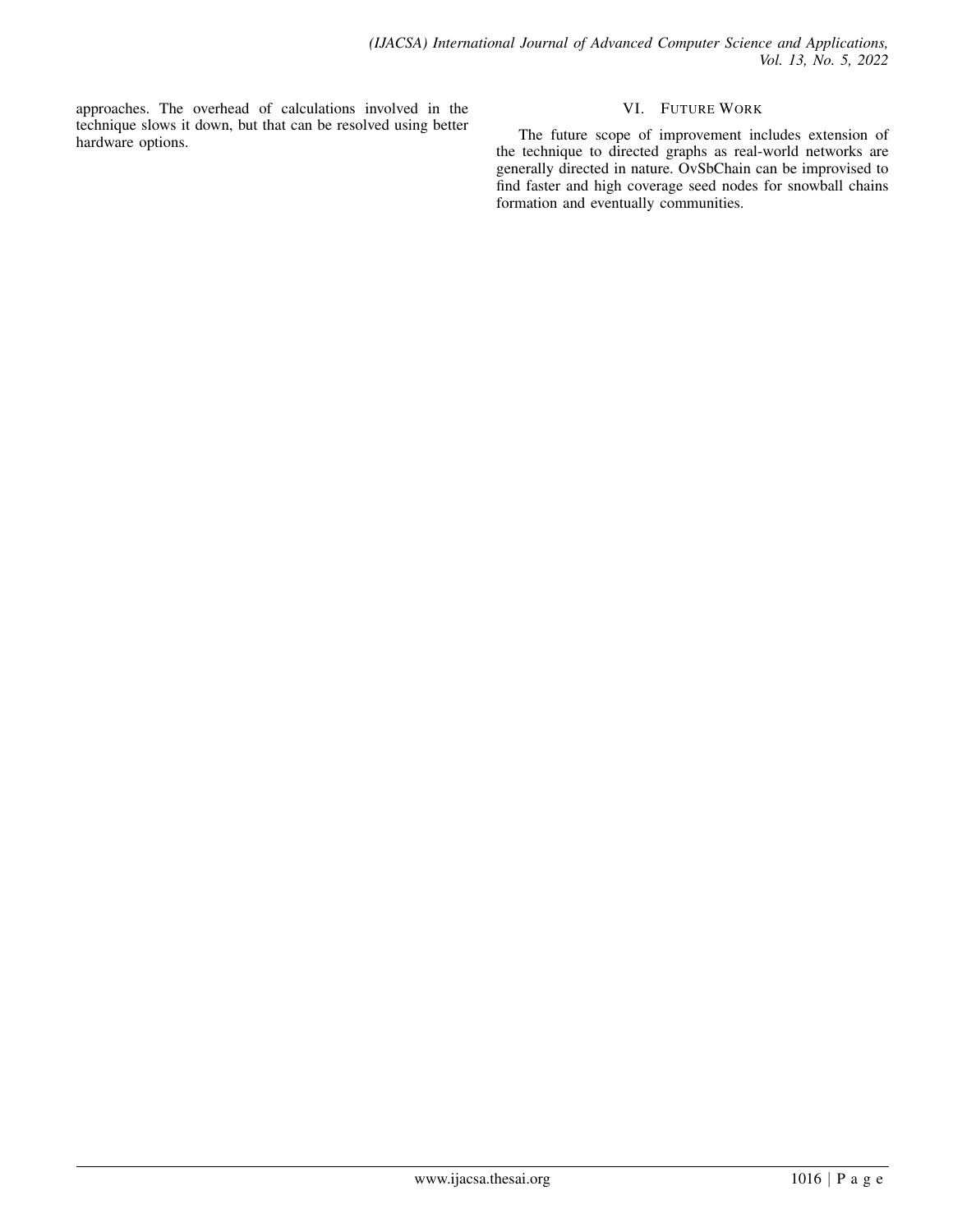approaches. The overhead of calculations involved in the technique slows it down, but that can be resolved using better hardware options.

## VI. Future Work

The future scope of improvement includes extension of the technique to directed graphs as real-world networks are generally directed in nature. OvSbChain can be improvised to find faster and high coverage seed nodes for snowball chains formation and eventually communities.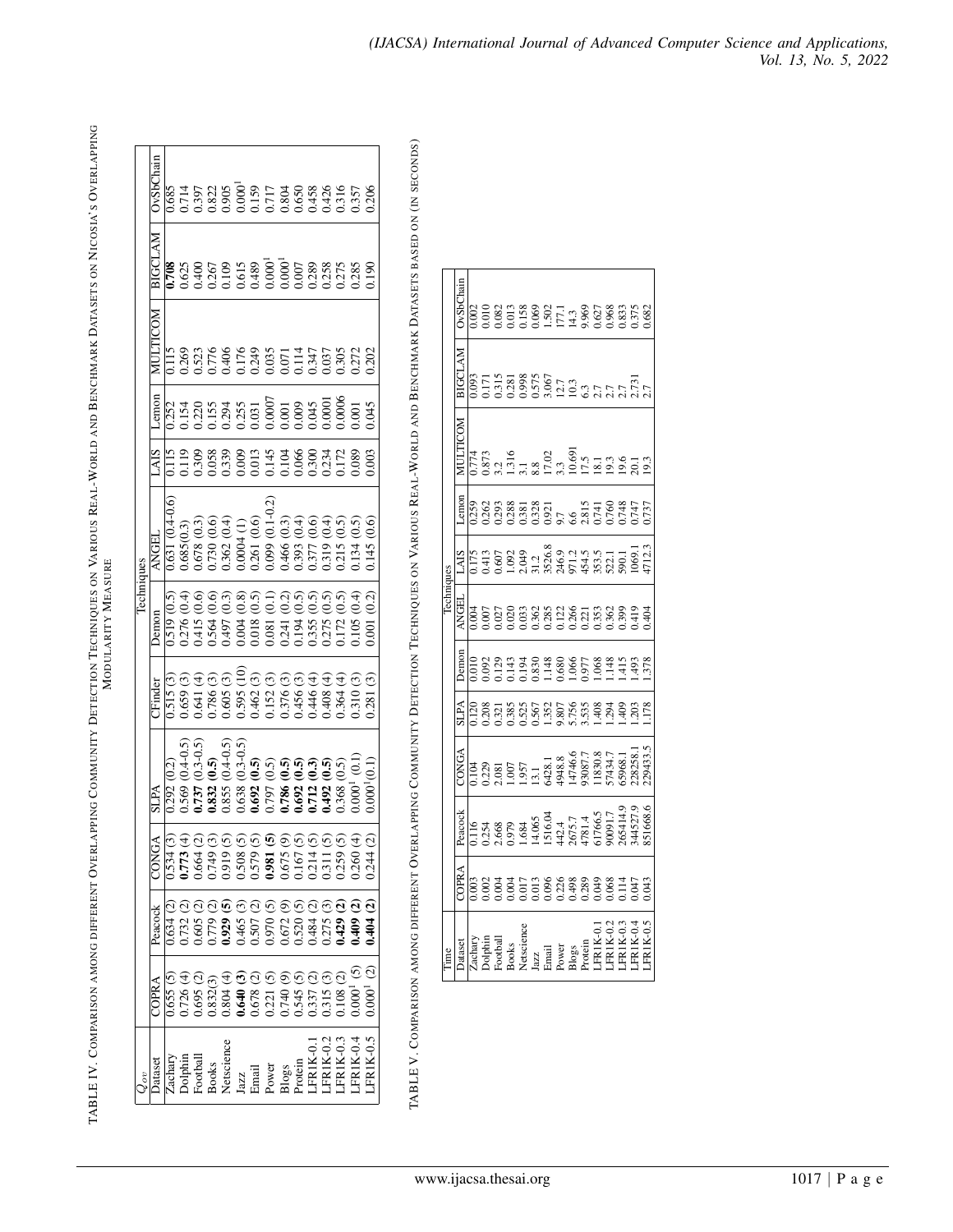TABLE IV. Comparison among different Overlapping Community Detection Techniques on Various Real-World and Benchmark Datasets on Nicosia's Overlapping Modularity Measure

| $Q_{ov}$ | Techniques | | | | | | | | | | | |
|---|---|---|---|---|---|---|---|---|---|---|---|---|
| Dataset | COPRA | Peacock | CONGA | SLPA | CFinder | Demon | ANGEL | LAIS | Lemon | MULTICOM | BIGCLAM | OvSbChain |
| Zachary | 0.655 (5) | 0.634 (2) | 0.534 (3) | 0.292 (0.2) | 0.515 (3) | 0.519 (0.5) | 0.631 (0.4-0.6) | 0.115 | 0.252 | 0.115 | **0.708** | 0.685 |
| Dolphin | 0.726 (4) | 0.732 (2) | **0.773** (4) | 0.569 (0.4-0.5) | 0.659 (3) | 0.276 (0.4) | 0.685(0.3) | 0.119 | 0.154 | 0.269 | 0.625 | 0.714 |
| Football | 0.695 (2) | 0.605 (2) | 0.664 (2) | **0.737** (0.3-0.5) | 0.641 (4) | 0.415 (0.6) | 0.678 (0.3) | 0.309 | 0.220 | 0.523 | 0.400 | 0.397 |
| Books | 0.832(3) | 0.779 (2) | 0.749 (3) | **0.832 (0.5)** | 0.786 (3) | 0.564 (0.6) | 0.730 (0.6) | 0.058 | 0.155 | 0.776 | 0.267 | 0.822 |
| Netscience | 0.804 (4) | **0.929 (5)** | 0.919 (5) | 0.855 (0.4-0.5) | 0.605 (3) | 0.497 (0.3) | 0.362 (0.4) | 0.339 | 0.294 | 0.406 | 0.109 | 0.905 |
| Jazz | **0.640 (3)** | 0.465 (3) | 0.508 (5) | 0.638 (0.3-0.5) | 0.595 (10) | 0.004 (0.8) | 0.0004 (1) | 0.009 | 0.255 | 0.176 | 0.615 | 0.000[1] |
| Email | 0.678 (2) | 0.507 (2) | 0.579 (5) | **0.692 (0.5)** | 0.462 (3) | 0.018 (0.5) | 0.261 (0.6) | 0.013 | 0.031 | 0.249 | 0.489 | 0.159 |
| Power | 0.221 (5) | 0.970 (5) | **0.981 (5)** | 0.797 (0.5) | 0.152 (3) | 0.081 (0.1) | 0.099 (0.1-0.2) | 0.145 | 0.0007 | 0.035 | 0.000[1] | 0.717 |
| Blogs | 0.740 (9) | 0.672 (9) | 0.675 (9) | **0.786 (0.5)** | 0.376 (3) | 0.241 (0.2) | 0.466 (0.3) | 0.104 | 0.001 | 0.071 | 0.000[1] | 0.804 |
| Protein | 0.545 (5) | 0.520 (5) | 0.167 (5) | **0.692 (0.5)** | 0.456 (3) | 0.194 (0.5) | 0.393 (0.4) | 0.066 | 0.009 | 0.114 | 0.007 | 0.650 |
| LFR1K-0.1 | 0.337 (2) | 0.484 (2) | 0.214 (5) | **0.712 (0.3)** | 0.446 (4) | 0.355 (0.5) | 0.377 (0.6) | 0.300 | 0.045 | 0.347 | 0.289 | 0.458 |
| LFR1K-0.2 | 0.315 (3) | 0.275 (3) | 0.311 (5) | **0.492 (0.5)** | 0.408 (4) | 0.275 (0.5) | 0.319 (0.4) | 0.234 | 0.0001 | 0.037 | 0.258 | 0.426 |
| LFR1K-0.3 | 0.108 (2) | **0.429 (2)** | 0.259 (5) | 0.368 (0.5) | 0.364 (4) | 0.172 (0.5) | 0.215 (0.5) | 0.172 | 0.0006 | 0.305 | 0.275 | 0.316 |
| LFR1K-0.4 | 0.0001[1] (5) | **0.409 (2)** | 0.260 (4) | 0.000[1] (0.1) | 0.310 (3) | 0.105 (0.4) | 0.134 (0.5) | 0.089 | 0.001 | 0.272 | 0.285 | 0.357 |
| LFR1K-0.5 | 0.0001[1] (2) | **0.404 (2)** | 0.244 (2) | 0.000[1] (0.1) | 0.281 (3) | 0.001 (0.2) | 0.145 (0.6) | 0.003 | 0.045 | 0.202 | 0.190 | 0.206 |

TABLE V. Comparison among different Overlapping Community Detection Techniques on Various Real-World and Benchmark Datasets based on (in seconds)

| Time | Techniques | | | | | | | | | | | |
|---|---|---|---|---|---|---|---|---|---|---|---|---|
| Dataset | COPRA | Peacock | CONGA | SLPA | Demon | ANGEL | LAIS | Lemon | MULTICOM | BIGCLAM | OvSbChain |
| Zachary | 0.003 | 0.116 | 0.104 | 0.120 | 0.010 | 0.004 | 0.175 | 0.259 | 0.774 | 0.093 | 0.002 |
| Dolphin | 0.002 | 0.254 | 0.229 | 0.208 | 0.092 | 0.007 | 0.413 | 0.262 | 0.873 | 0.171 | 0.010 |
| Football | 0.004 | 2.668 | 2.081 | 0.321 | 0.129 | 0.027 | 0.607 | 0.293 | 3.2 | 0.315 | 0.082 |
| Books | 0.004 | 0.979 | 1.007 | 0.385 | 0.143 | 0.020 | 1.092 | 0.288 | 1.316 | 0.281 | 0.013 |
| Netscience | 0.017 | 1.684 | 1.957 | 0.525 | 0.194 | 0.033 | 2.049 | 0.381 | 3.1 | 0.998 | 0.158 |
| Jazz | 0.013 | 14.065 | 13.1 | 0.567 | 0.830 | 0.362 | 31.2 | 0.328 | 8.8 | 0.575 | 0.069 |
| Email | 0.096 | 1516.04 | 6428.1 | 1.352 | 1.148 | 0.285 | 3526.8 | 0.921 | 17.02 | 3.067 | 1.502 |
| Power | 0.226 | 442.4 | 4948.8 | 9.807 | 0.680 | 0.122 | 246.9 | 9.7 | 3.3 | 12.7 | 177.1 |
| Blogs | 0.498 | 2675.7 | 14746.6 | 5.756 | 1.066 | 0.266 | 971.2 | 6.6 | 10.691 | 10.3 | 14.3 |
| Protein | 0.289 | 4781.4 | 93087.7 | 3.535 | 0.977 | 0.221 | 454.5 | 2.815 | 17.5 | 6.3 | 9.969 |
| LFR1K-0.1 | 0.049 | 61766.5 | 11830.8 | 1.408 | 1.068 | 0.353 | 353.5 | 0.741 | 18.1 | 2.7 | 0.627 |
| LFR1K-0.2 | 0.068 | 90091.7 | 57434.7 | 1.294 | 1.148 | 0.362 | 522.1 | 0.760 | 19.3 | 2.7 | 0.968 |
| LFR1K-0.3 | 0.114 | 265414.9 | 65968.1 | 1.409 | 1.415 | 0.399 | 590.1 | 0.748 | 19.6 | 2.7 | 0.833 |
| LFR1K-0.4 | 0.047 | 344527.9 | 228258.1 | 1.203 | 1.493 | 0.419 | 1069.1 | 0.747 | 20.1 | 2.731 | 0.375 |
| LFR1K-0.5 | 0.043 | 851668.6 | 229433.5 | 1.178 | 1.378 | 0.404 | 4712.3 | 0.737 | 19.3 | 2.7 | 0.682 |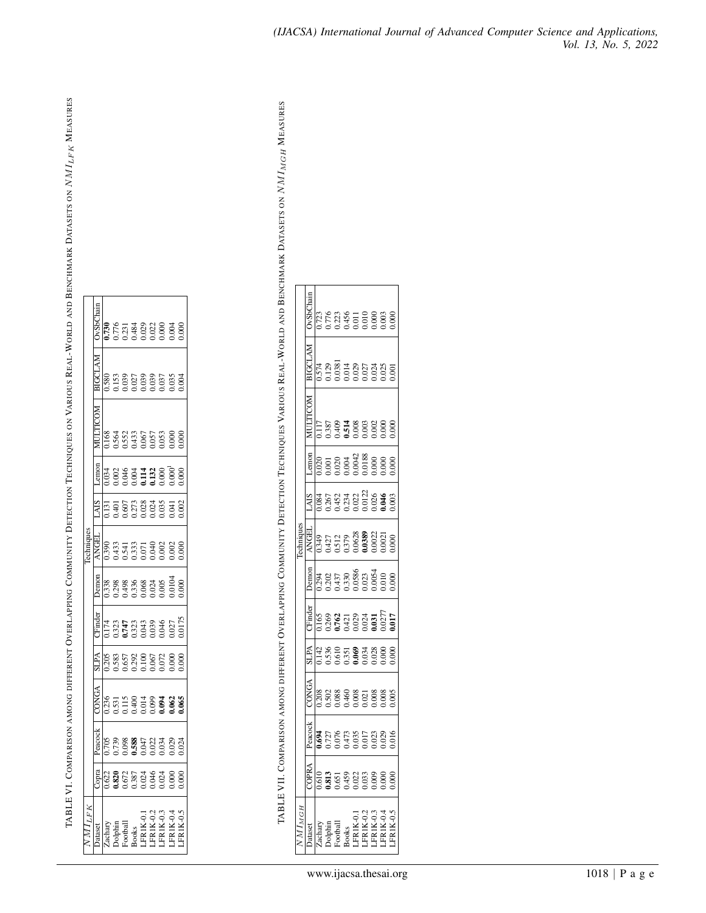TABLE VI. Comparison among different Overlapping Community Detection Techniques on Various Real-World and Benchmark Datasets on $NMI_{LFK}$ Measures

| $NMI_{LFK}$ | Techniques | | | | | | | | | | |
|---|---|---|---|---|---|---|---|---|---|---|---|
| Dataset | Copra | Peacock | CONGA | SLPA | CFinder | Demon | ANGEL | LAIS | Lemon | MULTICOM | BIGCLAM | OvSbChain |
| Zachary | 0.622 | 0.705 | 0.236 | 0.205 | 0.174 | 0.338 | 0.390 | 0.131 | 0.034 | 0.168 | 0.580 | **0.730** |
| Dolphin | **0.820** | 0.739 | 0.531 | 0.583 | 0.323 | 0.298 | 0.433 | 0.401 | 0.002 | 0.564 | 0.153 | 0.776 |
| Football | 0.672 | 0.098 | 0.115 | 0.657 | **0.747** | 0.498 | 0.541 | 0.607 | 0.046 | 0.552 | 0.039 | 0.231 |
| Books | 0.387 | **0.588** | 0.400 | 0.292 | 0.323 | 0.336 | 0.333 | 0.273 | 0.004 | 0.433 | 0.027 | 0.484 |
| LFR1K-0.1 | 0.024 | 0.047 | 0.014 | 0.100 | 0.043 | 0.068 | 0.071 | 0.028 | **0.114** | 0.067 | 0.039 | 0.029 |
| LFR1K-0.2 | 0.046 | 0.022 | 0.099 | 0.067 | 0.039 | 0.024 | 0.040 | 0.024 | **0.132** | 0.057 | 0.039 | 0.022 |
| LFR1K-0.3 | 0.024 | 0.034 | **0.094** | 0.072 | 0.046 | 0.005 | 0.002 | 0.035 | 0.000 | 0.053 | 0.037 | 0.000 |
| LFR1K-0.4 | 0.000 | 0.029 | **0.062** | 0.000 | 0.027 | 0.0104 | 0.002 | 0.041 | 0.000 | 0.000 | 0.035 | 0.004 |
| LFR1K-0.5 | 0.000 | 0.024 | **0.065** | 0.000 | 0.0175 | 0.000 | 0.000 | 0.002 | 0.000 | 0.000 | 0.004 | 0.000 |

TABLE VII. Comparison among different Overlapping Community Detection Techniques Various Real-World and Benchmark Datasets on $NMI_{MGH}$ Measures

| $NMI_{MGH}$ | Techniques | | | | | | | | | | |
|---|---|---|---|---|---|---|---|---|---|---|---|
| Dataset | COPRA | Peacock | CONGA | SLPA | CFinder | Demon | ANGEL | LAIS | Lemon | MULTICOM | BIGCLAM | OvSbChain |
| Zachary | 0.610 | **0.694** | 0.208 | 0.142 | 0.165 | 0.294 | 0.349 | 0.084 | 0.020 | 0.117 | 0.574 | 0.723 |
| Dolphin | **0.813** | 0.727 | 0.502 | 0.536 | 0.269 | 0.202 | 0.427 | 0.267 | 0.001 | 0.387 | 0.129 | 0.776 |
| Football | 0.651 | 0.076 | 0.088 | 0.610 | **0.762** | 0.437 | 0.512 | 0.452 | 0.020 | 0.409 | 0.0381 | 0.223 |
| Books | 0.459 | 0.473 | 0.460 | 0.351 | 0.421 | 0.330 | 0.379 | 0.234 | 0.004 | **0.514** | 0.014 | 0.456 |
| LFR1K-0.1 | 0.022 | 0.035 | 0.008 | **0.069** | 0.029 | 0.0586 | 0.0628 | 0.022 | 0.0042 | 0.008 | 0.029 | 0.011 |
| LFR1K-0.2 | 0.033 | 0.017 | 0.021 | 0.034 | 0.024 | 0.023 | **0.0389** | 0.0122 | 0.0188 | 0.003 | 0.027 | 0.010 |
| LFR1K-0.3 | 0.009 | 0.023 | 0.008 | 0.028 | **0.031** | 0.0054 | 0.0022 | 0.026 | 0.000 | 0.002 | 0.024 | 0.000 |
| LFR1K-0.4 | 0.000 | 0.029 | 0.008 | 0.000 | 0.0277 | 0.010 | 0.0021 | **0.046** | 0.000 | 0.000 | 0.025 | 0.003 |
| LFR1K-0.5 | 0.000 | 0.016 | 0.005 | 0.000 | **0.017** | 0.000 | 0.000 | 0.003 | 0.000 | 0.000 | 0.001 | 0.000 |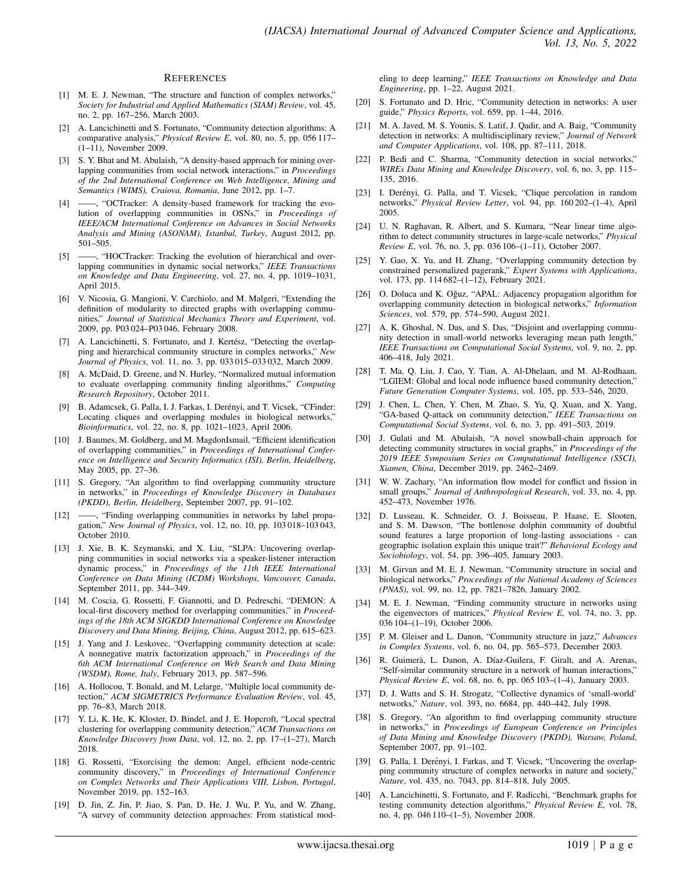## REFERENCES

[1] M. E. J. Newman, "The structure and function of complex networks," *Society for Industrial and Applied Mathematics (SIAM) Review*, vol. 45, no. 2, pp. 167–256, March 2003.

[2] A. Lancichinetti and S. Fortunato, "Community detection algorithms: A comparative analysis," *Physical Review E*, vol. 80, no. 5, pp. 056 117–(1–11), November 2009.

[3] S. Y. Bhat and M. Abulaish, "A density-based approach for mining overlapping communities from social network interactions," in *Proceedings of the 2nd International Conference on Web Intelligence, Mining and Semantics (WIMS), Craiova, Romania*, June 2012, pp. 1–7.

[4] ——, "OCTracker: A density-based framework for tracking the evolution of overlapping communities in OSNs," in *Proceedings of IEEE/ACM International Conference on Advances in Social Networks Analysis and Mining (ASONAM), Istanbul, Turkey*, August 2012, pp. 501–505.

[5] ——, "HOCTracker: Tracking the evolution of hierarchical and overlapping communities in dynamic social networks," *IEEE Transactions on Knowledge and Data Engineering*, vol. 27, no. 4, pp. 1019–1031, April 2015.

[6] V. Nicosia, G. Mangioni, V. Carchiolo, and M. Malgeri, "Extending the definition of modularity to directed graphs with overlapping communities," *Journal of Statistical Mechanics Theory and Experiment*, vol. 2009, pp. P03 024–P03 046, February 2008.

[7] A. Lancichinetti, S. Fortunato, and J. Kertész, "Detecting the overlapping and hierarchical community structure in complex networks," *New Journal of Physics*, vol. 11, no. 3, pp. 033 015–033 032, March 2009.

[8] A. McDaid, D. Greene, and N. Hurley, "Normalized mutual information to evaluate overlapping community finding algorithms," *Computing Research Repository*, October 2011.

[9] B. Adamcsek, G. Palla, I. J. Farkas, I. Derényi, and T. Vicsek, "CFinder: Locating cliques and overlapping modules in biological networks," *Bioinformatics*, vol. 22, no. 8, pp. 1021–1023, April 2006.

[10] J. Baumes, M. Goldberg, and M. MagdonIsmail, "Efficient identification of overlapping communities," in *Proceedings of International Conference on Intelligence and Security Informatics (ISI), Berlin, Heidelberg*, May 2005, pp. 27–36.

[11] S. Gregory, "An algorithm to find overlapping community structure in networks," in *Proceedings of Knowledge Discovery in Databases (PKDD), Berlin, Heidelberg*, September 2007, pp. 91–102.

[12] ——, "Finding overlapping communities in networks by label propagation," *New Journal of Physics*, vol. 12, no. 10, pp. 103 018–103 043, October 2010.

[13] J. Xie, B. K. Szymanski, and X. Liu, "SLPA: Uncovering overlapping communities in social networks via a speaker-listener interaction dynamic process," in *Proceedings of the 11th IEEE International Conference on Data Mining (ICDM) Workshops, Vancouver, Canada*, September 2011, pp. 344–349.

[14] M. Coscia, G. Rossetti, F. Giannotti, and D. Pedreschi, "DEMON: A local-first discovery method for overlapping communities," in *Proceedings of the 18th ACM SIGKDD International Conference on Knowledge Discovery and Data Mining, Beijing, China*, August 2012, pp. 615–623.

[15] J. Yang and J. Leskovec, "Overlapping community detection at scale: A nonnegative matrix factorization approach," in *Proceedings of the 6th ACM International Conference on Web Search and Data Mining (WSDM), Rome, Italy*, February 2013, pp. 587–596.

[16] A. Hollocou, T. Bonald, and M. Lelarge, "Multiple local community detection," *ACM SIGMETRICS Performance Evaluation Review*, vol. 45, pp. 76–83, March 2018.

[17] Y. Li, K. He, K. Kloster, D. Bindel, and J. E. Hopcroft, "Local spectral clustering for overlapping community detection," *ACM Transactions on Knowledge Discovery from Data*, vol. 12, no. 2, pp. 17–(1–27), March 2018.

[18] G. Rossetti, "Exorcising the demon: Angel, efficient node-centric community discovery," in *Proceedings of International Conference on Complex Networks and Their Applications VIII, Lisbon, Portugal*, November 2019, pp. 152–163.

[19] D. Jin, Z. Jin, P. Jiao, S. Pan, D. He, J. Wu, P. Yu, and W. Zhang, "A survey of community detection approaches: From statistical modeling to deep learning," *IEEE Transactions on Knowledge and Data Engineering*, pp. 1–22, August 2021.

[20] S. Fortunato and D. Hric, "Community detection in networks: A user guide," *Physics Reports*, vol. 659, pp. 1–44, 2016.

[21] M. A. Javed, M. S. Younis, S. Latif, J. Qadir, and A. Baig, "Community detection in networks: A multidisciplinary review," *Journal of Network and Computer Applications*, vol. 108, pp. 87–111, 2018.

[22] P. Bedi and C. Sharma, "Community detection in social networks," *WIREs Data Mining and Knowledge Discovery*, vol. 6, no. 3, pp. 115–135, 2016.

[23] I. Derényi, G. Palla, and T. Vicsek, "Clique percolation in random networks," *Physical Review Letter*, vol. 94, pp. 160 202–(1–4), April 2005.

[24] U. N. Raghavan, R. Albert, and S. Kumara, "Near linear time algorithm to detect community structures in large-scale networks," *Physical Review E*, vol. 76, no. 3, pp. 036 106–(1–11), October 2007.

[25] Y. Gao, X. Yu, and H. Zhang, "Overlapping community detection by constrained personalized pagerank," *Expert Systems with Applications*, vol. 173, pp. 114 682–(1–12), February 2021.

[26] O. Doluca and K. Oğuz, "APAL: Adjacency propagation algorithm for overlapping community detection in biological networks," *Information Sciences*, vol. 579, pp. 574–590, August 2021.

[27] A. K. Ghoshal, N. Das, and S. Das, "Disjoint and overlapping community detection in small-world networks leveraging mean path length," *IEEE Transactions on Computational Social Systems*, vol. 9, no. 2, pp. 406–418, July 2021.

[28] T. Ma, Q. Liu, J. Cao, Y. Tian, A. Al-Dhelaan, and M. Al-Rodhaan, "LGIEM: Global and local node influence based community detection," *Future Generation Computer Systems*, vol. 105, pp. 533–546, 2020.

[29] J. Chen, L. Chen, Y. Chen, M. Zhao, S. Yu, Q. Xuan, and X. Yang, "GA-based Q-attack on community detection," *IEEE Transactions on Computational Social Systems*, vol. 6, no. 3, pp. 491–503, 2019.

[30] J. Gulati and M. Abulaish, "A novel snowball-chain approach for detecting community structures in social graphs," in *Proceedings of the 2019 IEEE Symposium Series on Computational Intelligence (SSCI), Xiamen, China*, December 2019, pp. 2462–2469.

[31] W. W. Zachary, "An information flow model for conflict and fission in small groups," *Journal of Anthropological Research*, vol. 33, no. 4, pp. 452–473, November 1976.

[32] D. Lusseau, K. Schneider, O. J. Boisseau, P. Haase, E. Slooten, and S. M. Dawson, "The bottlenose dolphin community of doubtful sound features a large proportion of long-lasting associations - can geographic isolation explain this unique trait?" *Behavioral Ecology and Sociobiology*, vol. 54, pp. 396–405, January 2003.

[33] M. Girvan and M. E. J. Newman, "Community structure in social and biological networks," *Proceedings of the National Academy of Sciences (PNAS)*, vol. 99, no. 12, pp. 7821–7826, January 2002.

[34] M. E. J. Newman, "Finding community structure in networks using the eigenvectors of matrices," *Physical Review E*, vol. 74, no. 3, pp. 036 104–(1–19), October 2006.

[35] P. M. Gleiser and L. Danon, "Community structure in jazz," *Advances in Complex Systems*, vol. 6, no. 04, pp. 565–573, December 2003.

[36] R. Guimerà, L. Danon, A. Díaz-Guilera, F. Giralt, and A. Arenas, "Self-similar community structure in a network of human interactions," *Physical Review E*, vol. 68, no. 6, pp. 065 103–(1–4), January 2003.

[37] D. J. Watts and S. H. Strogatz, "Collective dynamics of 'small-world' networks," *Nature*, vol. 393, no. 6684, pp. 440–442, July 1998.

[38] S. Gregory, "An algorithm to find overlapping community structure in networks," in *Proceedings of European Conference on Principles of Data Mining and Knowledge Discovery (PKDD), Warsaw, Poland*, September 2007, pp. 91–102.

[39] G. Palla, I. Derényi, I. Farkas, and T. Vicsek, "Uncovering the overlapping community structure of complex networks in nature and society," *Nature*, vol. 435, no. 7043, pp. 814–818, July 2005.

[40] A. Lancichinetti, S. Fortunato, and F. Radicchi, "Benchmark graphs for testing community detection algorithms," *Physical Review E*, vol. 78, no. 4, pp. 046 110–(1–5), November 2008.